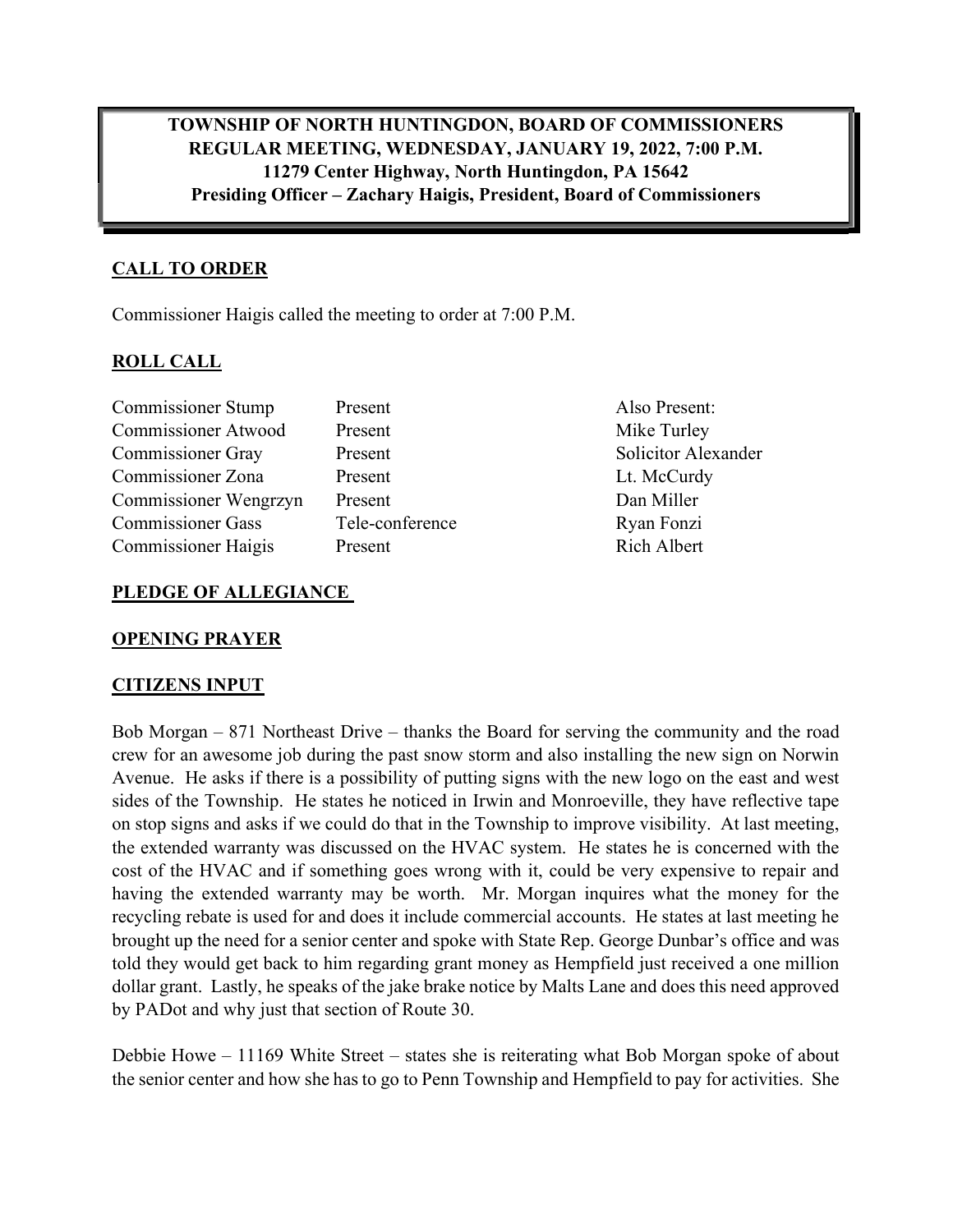**TOWNSHIP OF NORTH HUNTINGDON, BOARD OF COMMISSIONERS**
**REGULAR MEETING, WEDNESDAY, JANUARY 19, 2022, 7:00 P.M.**
**11279 Center Highway, North Huntingdon, PA 15642**
**Presiding Officer – Zachary Haigis, President, Board of Commissioners**

## CALL TO ORDER

Commissioner Haigis called the meeting to order at 7:00 P.M.

## ROLL CALL

| | | Also Present: |
|---|---|---|
| Commissioner Stump | Present | Mike Turley |
| Commissioner Atwood | Present | Solicitor Alexander |
| Commissioner Gray | Present | Lt. McCurdy |
| Commissioner Zona | Present | Dan Miller |
| Commissioner Wengrzyn | Present | Ryan Fonzi |
| Commissioner Gass | Tele-conference | Rich Albert |
| Commissioner Haigis | Present | |

## PLEDGE OF ALLEGIANCE

## OPENING PRAYER

## CITIZENS INPUT

Bob Morgan – 871 Northeast Drive – thanks the Board for serving the community and the road crew for an awesome job during the past snow storm and also installing the new sign on Norwin Avenue. He asks if there is a possibility of putting signs with the new logo on the east and west sides of the Township. He states he noticed in Irwin and Monroeville, they have reflective tape on stop signs and asks if we could do that in the Township to improve visibility. At last meeting, the extended warranty was discussed on the HVAC system. He states he is concerned with the cost of the HVAC and if something goes wrong with it, could be very expensive to repair and having the extended warranty may be worth. Mr. Morgan inquires what the money for the recycling rebate is used for and does it include commercial accounts. He states at last meeting he brought up the need for a senior center and spoke with State Rep. George Dunbar's office and was told they would get back to him regarding grant money as Hempfield just received a one million dollar grant. Lastly, he speaks of the jake brake notice by Malts Lane and does this need approved by PADot and why just that section of Route 30.

Debbie Howe – 11169 White Street – states she is reiterating what Bob Morgan spoke of about the senior center and how she has to go to Penn Township and Hempfield to pay for activities. She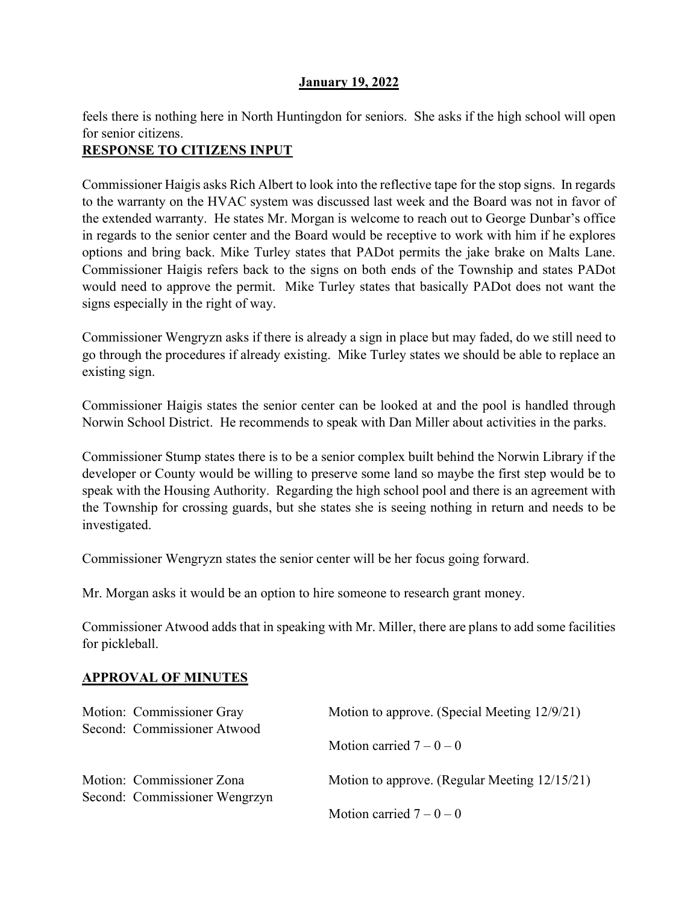**January 19, 2022**

feels there is nothing here in North Huntingdon for seniors. She asks if the high school will open for senior citizens.

## RESPONSE TO CITIZENS INPUT

Commissioner Haigis asks Rich Albert to look into the reflective tape for the stop signs. In regards to the warranty on the HVAC system was discussed last week and the Board was not in favor of the extended warranty. He states Mr. Morgan is welcome to reach out to George Dunbar's office in regards to the senior center and the Board would be receptive to work with him if he explores options and bring back. Mike Turley states that PADot permits the jake brake on Malts Lane. Commissioner Haigis refers back to the signs on both ends of the Township and states PADot would need to approve the permit. Mike Turley states that basically PADot does not want the signs especially in the right of way.

Commissioner Wengryzn asks if there is already a sign in place but may faded, do we still need to go through the procedures if already existing. Mike Turley states we should be able to replace an existing sign.

Commissioner Haigis states the senior center can be looked at and the pool is handled through Norwin School District. He recommends to speak with Dan Miller about activities in the parks.

Commissioner Stump states there is to be a senior complex built behind the Norwin Library if the developer or County would be willing to preserve some land so maybe the first step would be to speak with the Housing Authority. Regarding the high school pool and there is an agreement with the Township for crossing guards, but she states she is seeing nothing in return and needs to be investigated.

Commissioner Wengryzn states the senior center will be her focus going forward.

Mr. Morgan asks it would be an option to hire someone to research grant money.

Commissioner Atwood adds that in speaking with Mr. Miller, there are plans to add some facilities for pickleball.

## APPROVAL OF MINUTES

Motion: Commissioner Gray
Second: Commissioner Atwood

Motion to approve. (Special Meeting 12/9/21)

Motion carried 7 – 0 – 0

Motion: Commissioner Zona
Second: Commissioner Wengrzyn

Motion to approve. (Regular Meeting 12/15/21)

Motion carried 7 – 0 – 0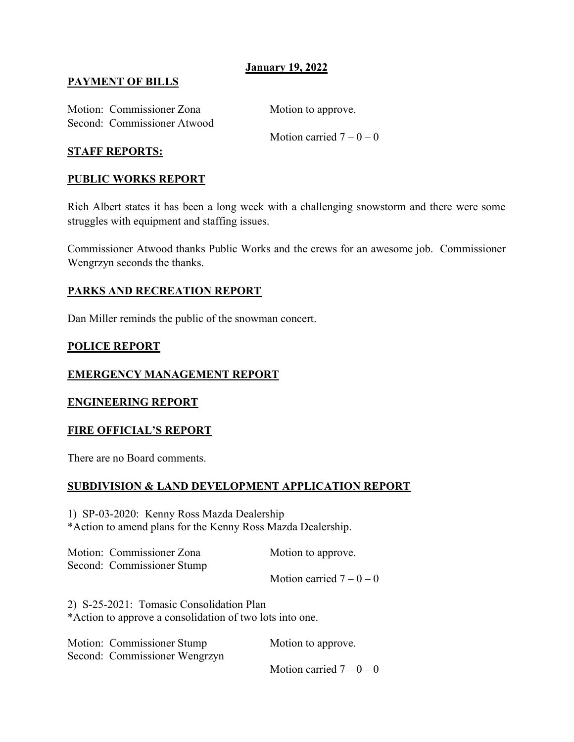**January 19, 2022**

**PAYMENT OF BILLS**

Motion: Commissioner Zona — Motion to approve.
Second: Commissioner Atwood

Motion carried 7 – 0 – 0

**STAFF REPORTS:**

**PUBLIC WORKS REPORT**

Rich Albert states it has been a long week with a challenging snowstorm and there were some struggles with equipment and staffing issues.

Commissioner Atwood thanks Public Works and the crews for an awesome job. Commissioner Wengrzyn seconds the thanks.

**PARKS AND RECREATION REPORT**

Dan Miller reminds the public of the snowman concert.

**POLICE REPORT**

**EMERGENCY MANAGEMENT REPORT**

**ENGINEERING REPORT**

**FIRE OFFICIAL'S REPORT**

There are no Board comments.

**SUBDIVISION & LAND DEVELOPMENT APPLICATION REPORT**

1) SP-03-2020: Kenny Ross Mazda Dealership
*Action to amend plans for the Kenny Ross Mazda Dealership.

Motion: Commissioner Zona — Motion to approve.
Second: Commissioner Stump

Motion carried 7 – 0 – 0

2) S-25-2021: Tomasic Consolidation Plan
*Action to approve a consolidation of two lots into one.

Motion: Commissioner Stump — Motion to approve.
Second: Commissioner Wengrzyn

Motion carried 7 – 0 – 0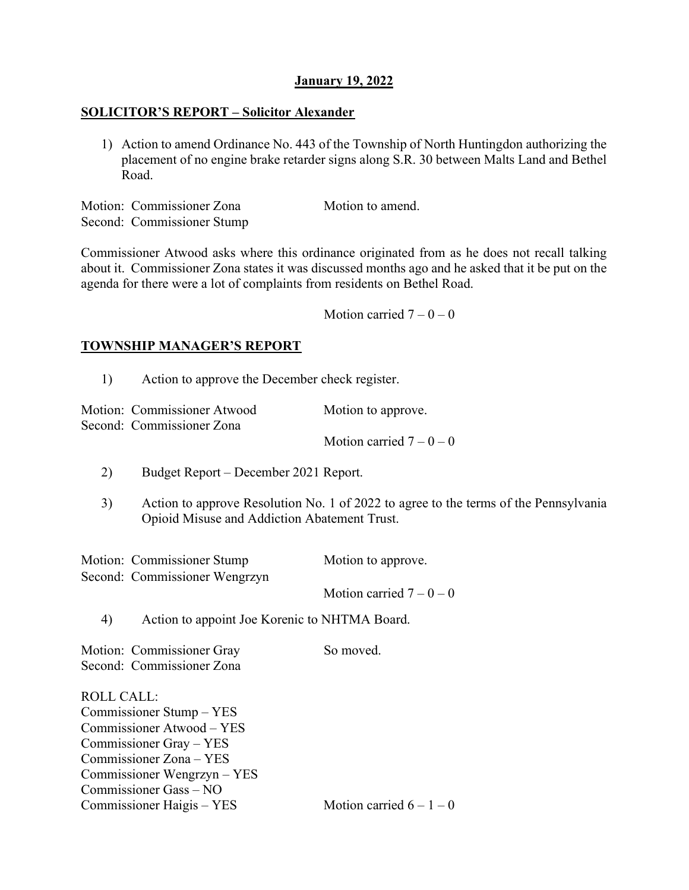**January 19, 2022**

## SOLICITOR'S REPORT – Solicitor Alexander

1) Action to amend Ordinance No. 443 of the Township of North Huntingdon authorizing the placement of no engine brake retarder signs along S.R. 30 between Malts Land and Bethel Road.

Motion: Commissioner Zona — Motion to amend.
Second: Commissioner Stump

Commissioner Atwood asks where this ordinance originated from as he does not recall talking about it. Commissioner Zona states it was discussed months ago and he asked that it be put on the agenda for there were a lot of complaints from residents on Bethel Road.

Motion carried 7 – 0 – 0

## TOWNSHIP MANAGER'S REPORT

1) Action to approve the December check register.

Motion: Commissioner Atwood — Motion to approve.
Second: Commissioner Zona

Motion carried 7 – 0 – 0

2) Budget Report – December 2021 Report.

3) Action to approve Resolution No. 1 of 2022 to agree to the terms of the Pennsylvania Opioid Misuse and Addiction Abatement Trust.

Motion: Commissioner Stump — Motion to approve.
Second: Commissioner Wengrzyn

Motion carried 7 – 0 – 0

4) Action to appoint Joe Korenic to NHTMA Board.

Motion: Commissioner Gray — So moved.
Second: Commissioner Zona

ROLL CALL:
Commissioner Stump – YES
Commissioner Atwood – YES
Commissioner Gray – YES
Commissioner Zona – YES
Commissioner Wengrzyn – YES
Commissioner Gass – NO
Commissioner Haigis – YES

Motion carried 6 – 1 – 0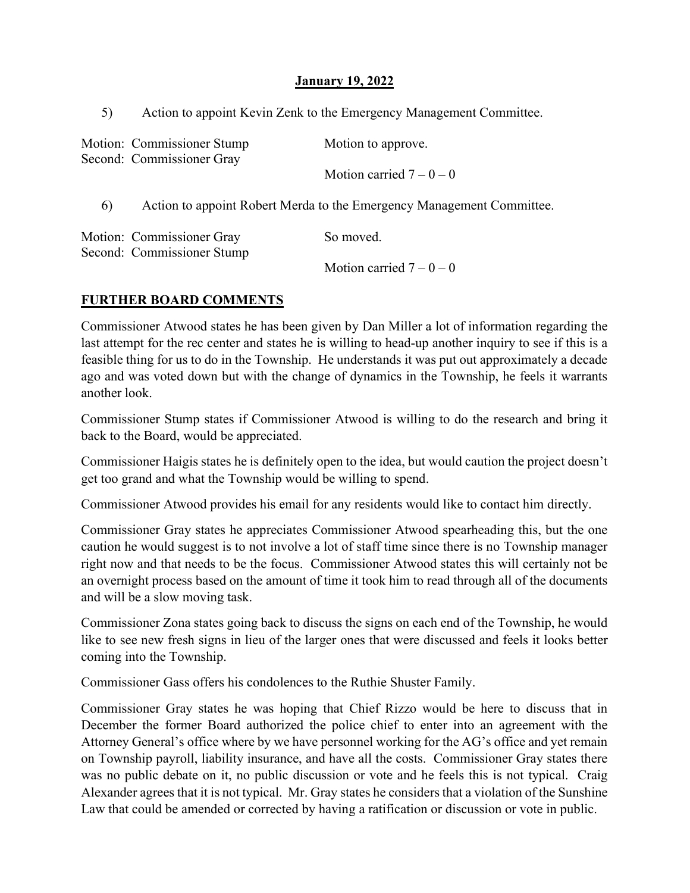**January 19, 2022**

5) Action to appoint Kevin Zenk to the Emergency Management Committee.

| | |
|---|---|
| Motion: Commissioner Stump | Motion to approve. |
| Second: Commissioner Gray | |
| | Motion carried 7 – 0 – 0 |

6) Action to appoint Robert Merda to the Emergency Management Committee.

| | |
|---|---|
| Motion: Commissioner Gray | So moved. |
| Second: Commissioner Stump | |
| | Motion carried 7 – 0 – 0 |

## FURTHER BOARD COMMENTS

Commissioner Atwood states he has been given by Dan Miller a lot of information regarding the last attempt for the rec center and states he is willing to head-up another inquiry to see if this is a feasible thing for us to do in the Township. He understands it was put out approximately a decade ago and was voted down but with the change of dynamics in the Township, he feels it warrants another look.

Commissioner Stump states if Commissioner Atwood is willing to do the research and bring it back to the Board, would be appreciated.

Commissioner Haigis states he is definitely open to the idea, but would caution the project doesn't get too grand and what the Township would be willing to spend.

Commissioner Atwood provides his email for any residents would like to contact him directly.

Commissioner Gray states he appreciates Commissioner Atwood spearheading this, but the one caution he would suggest is to not involve a lot of staff time since there is no Township manager right now and that needs to be the focus. Commissioner Atwood states this will certainly not be an overnight process based on the amount of time it took him to read through all of the documents and will be a slow moving task.

Commissioner Zona states going back to discuss the signs on each end of the Township, he would like to see new fresh signs in lieu of the larger ones that were discussed and feels it looks better coming into the Township.

Commissioner Gass offers his condolences to the Ruthie Shuster Family.

Commissioner Gray states he was hoping that Chief Rizzo would be here to discuss that in December the former Board authorized the police chief to enter into an agreement with the Attorney General's office where by we have personnel working for the AG's office and yet remain on Township payroll, liability insurance, and have all the costs. Commissioner Gray states there was no public debate on it, no public discussion or vote and he feels this is not typical. Craig Alexander agrees that it is not typical. Mr. Gray states he considers that a violation of the Sunshine Law that could be amended or corrected by having a ratification or discussion or vote in public.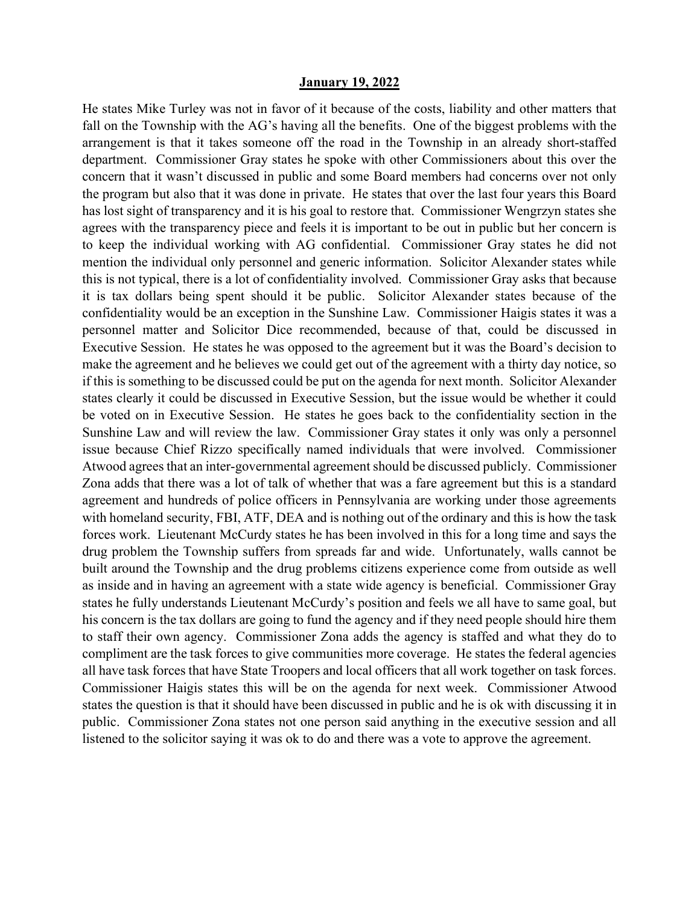**January 19, 2022**

He states Mike Turley was not in favor of it because of the costs, liability and other matters that fall on the Township with the AG's having all the benefits. One of the biggest problems with the arrangement is that it takes someone off the road in the Township in an already short-staffed department. Commissioner Gray states he spoke with other Commissioners about this over the concern that it wasn't discussed in public and some Board members had concerns over not only the program but also that it was done in private. He states that over the last four years this Board has lost sight of transparency and it is his goal to restore that. Commissioner Wengrzyn states she agrees with the transparency piece and feels it is important to be out in public but her concern is to keep the individual working with AG confidential. Commissioner Gray states he did not mention the individual only personnel and generic information. Solicitor Alexander states while this is not typical, there is a lot of confidentiality involved. Commissioner Gray asks that because it is tax dollars being spent should it be public. Solicitor Alexander states because of the confidentiality would be an exception in the Sunshine Law. Commissioner Haigis states it was a personnel matter and Solicitor Dice recommended, because of that, could be discussed in Executive Session. He states he was opposed to the agreement but it was the Board's decision to make the agreement and he believes we could get out of the agreement with a thirty day notice, so if this is something to be discussed could be put on the agenda for next month. Solicitor Alexander states clearly it could be discussed in Executive Session, but the issue would be whether it could be voted on in Executive Session. He states he goes back to the confidentiality section in the Sunshine Law and will review the law. Commissioner Gray states it only was only a personnel issue because Chief Rizzo specifically named individuals that were involved. Commissioner Atwood agrees that an inter-governmental agreement should be discussed publicly. Commissioner Zona adds that there was a lot of talk of whether that was a fare agreement but this is a standard agreement and hundreds of police officers in Pennsylvania are working under those agreements with homeland security, FBI, ATF, DEA and is nothing out of the ordinary and this is how the task forces work. Lieutenant McCurdy states he has been involved in this for a long time and says the drug problem the Township suffers from spreads far and wide. Unfortunately, walls cannot be built around the Township and the drug problems citizens experience come from outside as well as inside and in having an agreement with a state wide agency is beneficial. Commissioner Gray states he fully understands Lieutenant McCurdy's position and feels we all have to same goal, but his concern is the tax dollars are going to fund the agency and if they need people should hire them to staff their own agency. Commissioner Zona adds the agency is staffed and what they do to compliment are the task forces to give communities more coverage. He states the federal agencies all have task forces that have State Troopers and local officers that all work together on task forces. Commissioner Haigis states this will be on the agenda for next week. Commissioner Atwood states the question is that it should have been discussed in public and he is ok with discussing it in public. Commissioner Zona states not one person said anything in the executive session and all listened to the solicitor saying it was ok to do and there was a vote to approve the agreement.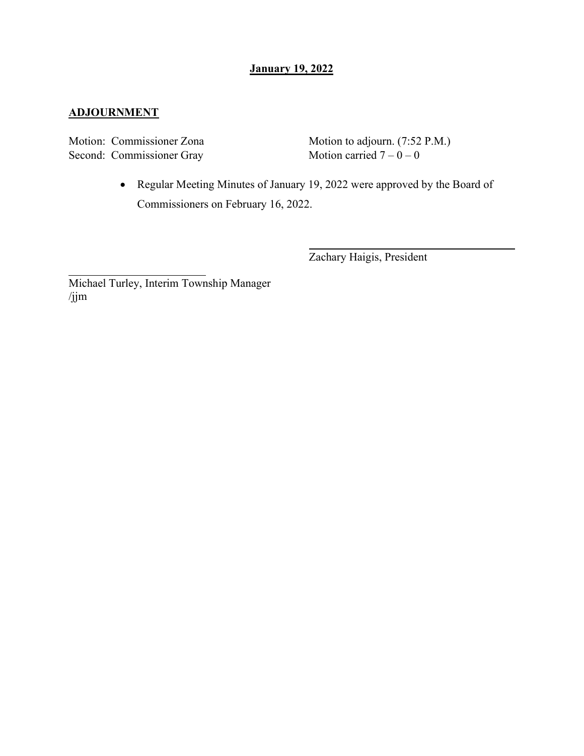**January 19, 2022**

**ADJOURNMENT**

Motion: Commissioner Zona — Motion to adjourn. (7:52 P.M.)
Second: Commissioner Gray — Motion carried 7 – 0 – 0

- Regular Meeting Minutes of January 19, 2022 were approved by the Board of Commissioners on February 16, 2022.

Zachary Haigis, President

Michael Turley, Interim Township Manager
/jjm